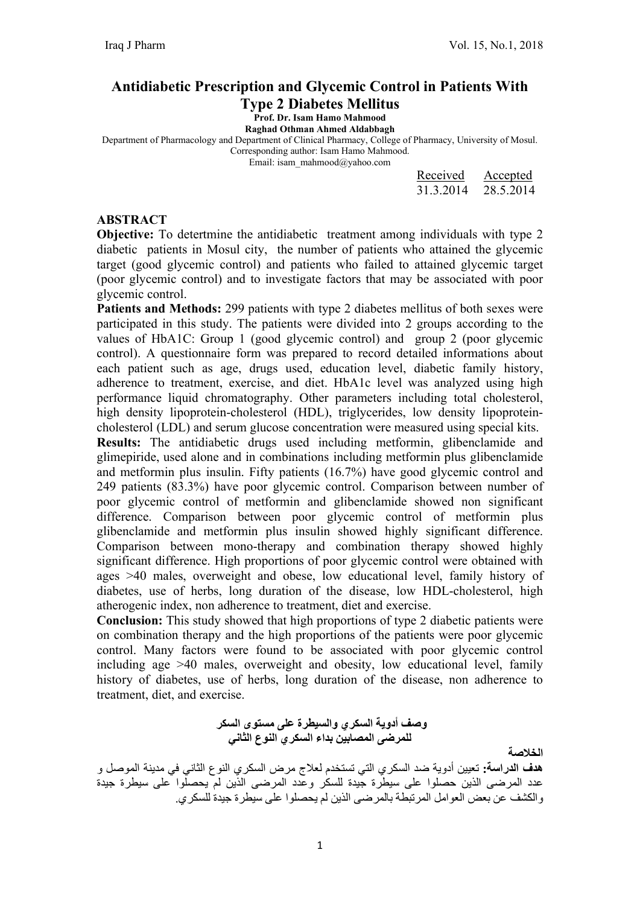# Antidiabetic Prescription and Glycemic Control in Patients With Type 2 Diabetes Mellitus

**Prof. Dr. Isam Hamo Mahmood**

**Raghad Othman Ahmed Aldabbagh**

Department of Pharmacology and Department of Clinical Pharmacy, College of Pharmacy, University of Mosul.

Corresponding author: Isam Hamo Mahmood.

Email: isam_mahmood@yahoo.com

| Received | Accepted |
|---|---|
| 31.3.2014 | 28.5.2014 |

## ABSTRACT

**Objective:** To detertmine the antidiabetic treatment among individuals with type 2 diabetic patients in Mosul city, the number of patients who attained the glycemic target (good glycemic control) and patients who failed to attained glycemic target (poor glycemic control) and to investigate factors that may be associated with poor glycemic control.

**Patients and Methods:** 299 patients with type 2 diabetes mellitus of both sexes were participated in this study. The patients were divided into 2 groups according to the values of HbA1C: Group 1 (good glycemic control) and group 2 (poor glycemic control). A questionnaire form was prepared to record detailed informations about each patient such as age, drugs used, education level, diabetic family history, adherence to treatment, exercise, and diet. HbA1c level was analyzed using high performance liquid chromatography. Other parameters including total cholesterol, high density lipoprotein-cholesterol (HDL), triglycerides, low density lipoprotein-cholesterol (LDL) and serum glucose concentration were measured using special kits.

**Results:** The antidiabetic drugs used including metformin, glibenclamide and glimepiride, used alone and in combinations including metformin plus glibenclamide and metformin plus insulin. Fifty patients (16.7%) have good glycemic control and 249 patients (83.3%) have poor glycemic control. Comparison between number of poor glycemic control of metformin and glibenclamide showed non significant difference. Comparison between poor glycemic control of metformin plus glibenclamide and metformin plus insulin showed highly significant difference. Comparison between mono-therapy and combination therapy showed highly significant difference. High proportions of poor glycemic control were obtained with ages >40 males, overweight and obese, low educational level, family history of diabetes, use of herbs, long duration of the disease, low HDL-cholesterol, high atherogenic index, non adherence to treatment, diet and exercise.

**Conclusion:** This study showed that high proportions of type 2 diabetic patients were on combination therapy and the high proportions of the patients were poor glycemic control. Many factors were found to be associated with poor glycemic control including age >40 males, overweight and obesity, low educational level, family history of diabetes, use of herbs, long duration of the disease, non adherence to treatment, diet, and exercise.

**وصف أدوية السكري والسيطرة على مستوى السكر**
**للمرضى المصابين بداء السكري النوع الثاني**

**الخلاصة**

**هدف الدراسة:** تعيين أدوية ضد السكري التي تستخدم لعلاج مرض السكري النوع الثاني في مدينة الموصل و عدد المرضى الذين حصلوا على سيطرة جيدة للسكر وعدد المرضى الذين لم يحصلوا على سيطرة جيدة والكشف عن بعض العوامل المرتبطة بالمرضى الذين لم يحصلوا على سيطرة جيدة للسكري.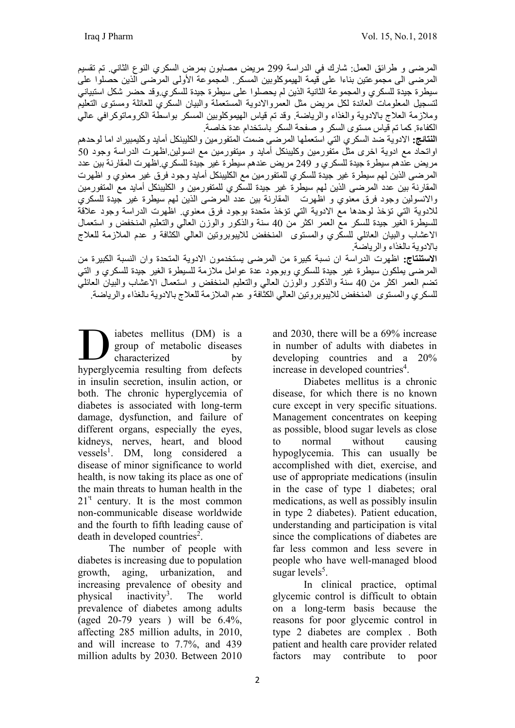المرضى و طرائق العمل: شارك في الدراسة 299 مريض مصابون بمرض السكري النوع الثاني. تم تقسيم المرضى الى مجموعتين بناءا على قيمة الهيموكلوبين المسكر. المجموعة الأولى المرضى الذين حصلوا على سيطرة جيدة للسكري والمجموعة الثانية الذين لم يحصلوا على سيطرة جيدة للسكري.وقد حضر شكل استبياني لتسجيل المعلومات العائدة لكل مريض مثل العمروالادوية المستعملة والبيان السكري للعائلة ومستوى التعليم وملازمة العلاج بالادوية والغذاء والرياضة. وقد تم قياس الهيموكلوبين المسكر بواسطة الكروماتوكرافي عالي الكفاءة. كما تم قياس مستوى السكر و صفحة السكر باستخدام عدة خاصة.

**النتائج:** الادوية ضد السكري التي استعملها المرضى ضمت المتفورمين والكليبنكل أمايد وكليمبيراد اما لوحدهم اواتحاد مع ادوية اخرى مثل متفورمين وكليبنكل أمايد و ميتفورمين مع انسولين.اظهرت الدراسة وجود 50 مريض عندهم سيطرة جيدة للسكري و 249 مريض عندهم سيطرة غير جيدة للسكري.اظهرت المقارنة بين عدد المرضى الذين لهم سيطرة غير جيدة للسكري للمتفورمين مع الكليبنكل أمايد وجود فرق غير معنوي و اظهرت المقارنة بين عدد المرضى الذين لهم سيطرة غير جيدة للسكري للمتفورمين و الكليبنكل أمايد مع المتفورمين والانسولين وجود فرق معنوي و اظهرت المقارنة بين عدد المرضى الذين لهم سيطرة غير جيدة للسكري للادوية التي تؤخذ لوحدها مع الادوية التي تؤخذ متحدة بوجود فرق معنوي. اظهرت الدراسة وجود علاقة للسيطرة الغير جيدة للسكر مع العمر اكثر من 40 سنة والذكور والوزن العالي والتعليم المنخفض و استعمال الاعشاب والبيان العائلي للسكري والمستوى المنخفض للايبوبروتين العالي الكثافة و عدم الملازمة للعلاج بالادوية بالغذاء والرياضة.

**الاستنتاج:** اظهرت الدراسة ان نسبة كبيرة من المرضى يستخدمون الادوية المتحدة وان النسبة الكبيرة من المرضى يملكون سيطرة غير جيدة للسكري وبوجود عدة عوامل ملازمة للسيطرة الغير جيدة للسكري و التي تضم العمر اكثر من 40 سنة والذكور والوزن العالي والتعليم المنخفض و استعمال الاعشاب والبيان العائلي للسكري والمستوى المنخفض للايبوبروتين العالي الكثافة و عدم الملازمة للعلاج بالادوية بالغذاء والرياضة.

Diabetes mellitus (DM) is a group of metabolic diseases characterized by hyperglycemia resulting from defects in insulin secretion, insulin action, or both. The chronic hyperglycemia of diabetes is associated with long-term damage, dysfunction, and failure of different organs, especially the eyes, kidneys, nerves, heart, and blood vessels[1]. DM, long considered a disease of minor significance to world health, is now taking its place as one of the main threats to human health in the 21st century. It is the most common non-communicable disease worldwide and the fourth to fifth leading cause of death in developed countries[2].

The number of people with diabetes is increasing due to population growth, aging, urbanization, and increasing prevalence of obesity and physical inactivity[3]. The world prevalence of diabetes among adults (aged 20-79 years ) will be 6.4%, affecting 285 million adults, in 2010, and will increase to 7.7%, and 439 million adults by 2030. Between 2010 and 2030, there will be a 69% increase in number of adults with diabetes in developing countries and a 20% increase in developed countries[4].

Diabetes mellitus is a chronic disease, for which there is no known cure except in very specific situations. Management concentrates on keeping as possible, blood sugar levels as close to normal without causing hypoglycemia. This can usually be accomplished with diet, exercise, and use of appropriate medications (insulin in the case of type 1 diabetes; oral medications, as well as possibly insulin in type 2 diabetes). Patient education, understanding and participation is vital since the complications of diabetes are far less common and less severe in people who have well-managed blood sugar levels[5].

In clinical practice, optimal glycemic control is difficult to obtain on a long-term basis because the reasons for poor glycemic control in type 2 diabetes are complex . Both patient and health care provider related factors may contribute to poor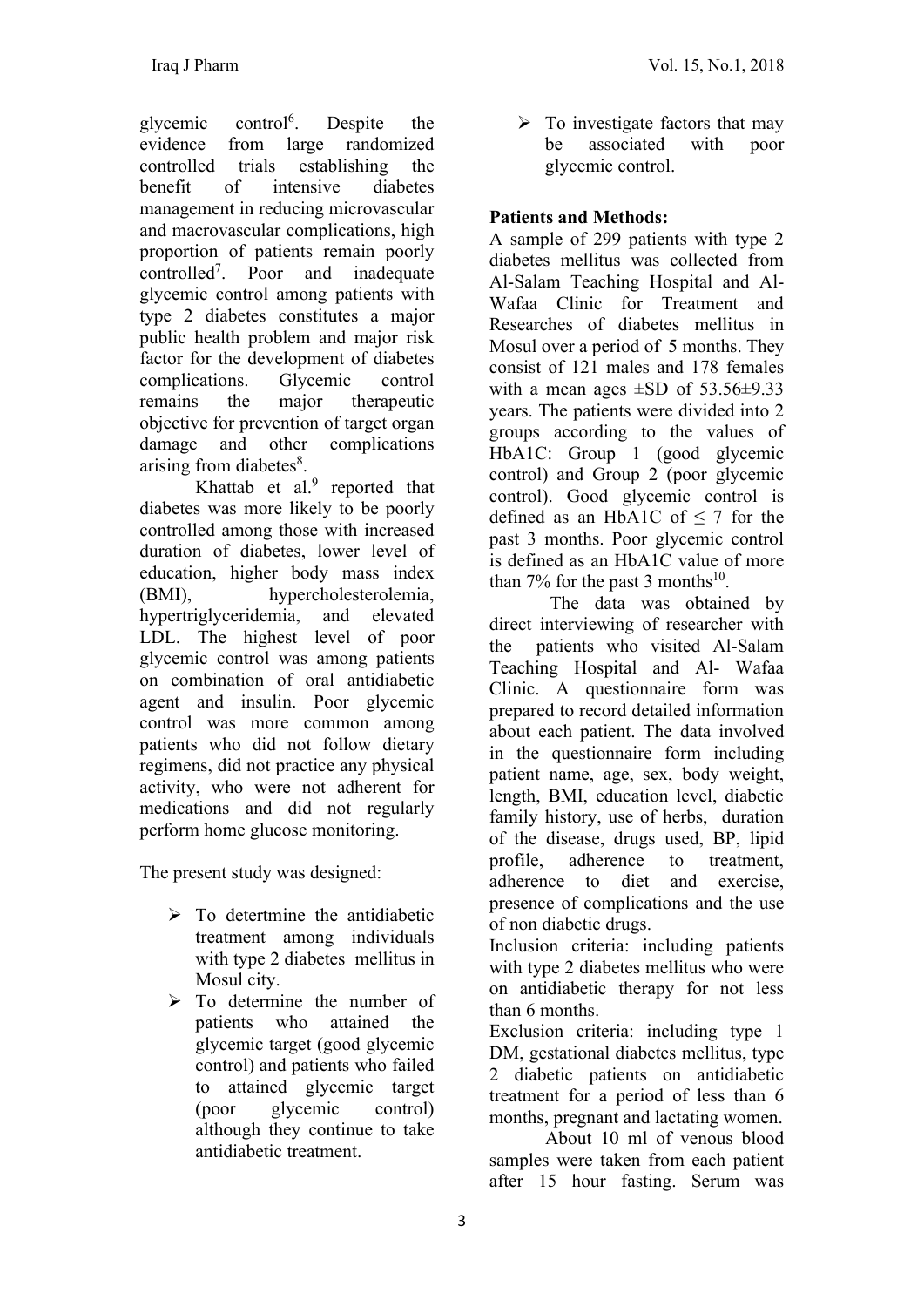glycemic control[6]. Despite the evidence from large randomized controlled trials establishing the benefit of intensive diabetes management in reducing microvascular and macrovascular complications, high proportion of patients remain poorly controlled[7]. Poor and inadequate glycemic control among patients with type 2 diabetes constitutes a major public health problem and major risk factor for the development of diabetes complications. Glycemic control remains the major therapeutic objective for prevention of target organ damage and other complications arising from diabetes[8].

Khattab et al.[9] reported that diabetes was more likely to be poorly controlled among those with increased duration of diabetes, lower level of education, higher body mass index (BMI), hypercholesterolemia, hypertriglyceridemia, and elevated LDL. The highest level of poor glycemic control was among patients on combination of oral antidiabetic agent and insulin. Poor glycemic control was more common among patients who did not follow dietary regimens, did not practice any physical activity, who were not adherent for medications and did not regularly perform home glucose monitoring.

The present study was designed:

- To detertmine the antidiabetic treatment among individuals with type 2 diabetes mellitus in Mosul city.
- To determine the number of patients who attained the glycemic target (good glycemic control) and patients who failed to attained glycemic target (poor glycemic control) although they continue to take antidiabetic treatment.
- To investigate factors that may be associated with poor glycemic control.

## Patients and Methods:

A sample of 299 patients with type 2 diabetes mellitus was collected from Al-Salam Teaching Hospital and Al-Wafaa Clinic for Treatment and Researches of diabetes mellitus in Mosul over a period of 5 months. They consist of 121 males and 178 females with a mean ages ±SD of 53.56±9.33 years. The patients were divided into 2 groups according to the values of HbA1C: Group 1 (good glycemic control) and Group 2 (poor glycemic control). Good glycemic control is defined as an HbA1C of ≤ 7 for the past 3 months. Poor glycemic control is defined as an HbA1C value of more than 7% for the past 3 months[10].

The data was obtained by direct interviewing of researcher with the patients who visited Al-Salam Teaching Hospital and Al- Wafaa Clinic. A questionnaire form was prepared to record detailed information about each patient. The data involved in the questionnaire form including patient name, age, sex, body weight, length, BMI, education level, diabetic family history, use of herbs, duration of the disease, drugs used, BP, lipid profile, adherence to treatment, adherence to diet and exercise, presence of complications and the use of non diabetic drugs.

Inclusion criteria: including patients with type 2 diabetes mellitus who were on antidiabetic therapy for not less than 6 months.

Exclusion criteria: including type 1 DM, gestational diabetes mellitus, type 2 diabetic patients on antidiabetic treatment for a period of less than 6 months, pregnant and lactating women.

About 10 ml of venous blood samples were taken from each patient after 15 hour fasting. Serum was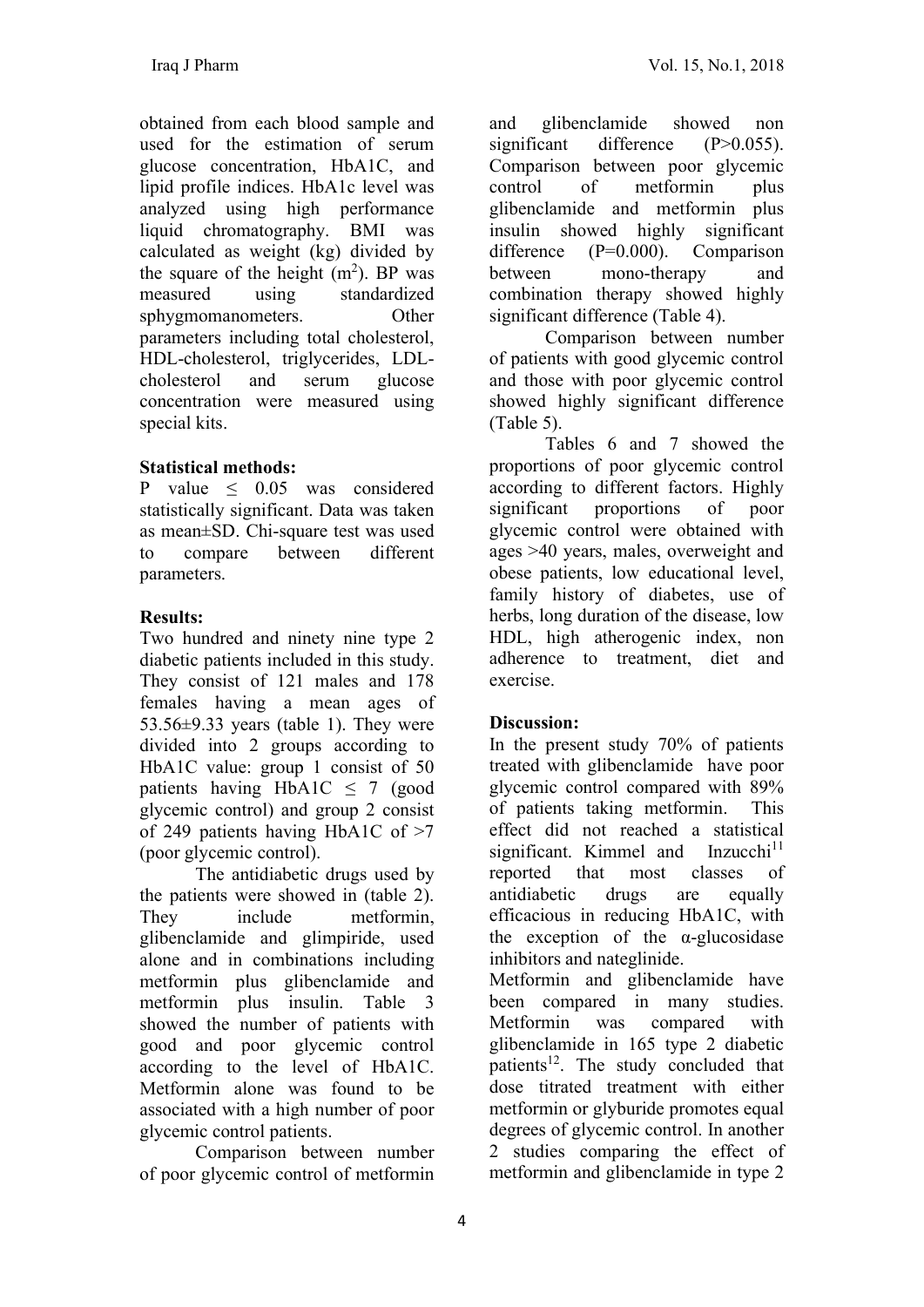obtained from each blood sample and used for the estimation of serum glucose concentration, HbA1C, and lipid profile indices. HbA1c level was analyzed using high performance liquid chromatography. BMI was calculated as weight (kg) divided by the square of the height ($m^2$). BP was measured using standardized sphygmomanometers. Other parameters including total cholesterol, HDL-cholesterol, triglycerides, LDL-cholesterol and serum glucose concentration were measured using special kits.

**Statistical methods:**

P value $\leq$ 0.05 was considered statistically significant. Data was taken as mean±SD. Chi-square test was used to compare between different parameters.

**Results:**

Two hundred and ninety nine type 2 diabetic patients included in this study. They consist of 121 males and 178 females having a mean ages of 53.56±9.33 years (table 1). They were divided into 2 groups according to HbA1C value: group 1 consist of 50 patients having HbA1C $\leq$ 7 (good glycemic control) and group 2 consist of 249 patients having HbA1C of >7 (poor glycemic control).

The antidiabetic drugs used by the patients were showed in (table 2). They include metformin, glibenclamide and glimpiride, used alone and in combinations including metformin plus glibenclamide and metformin plus insulin. Table 3 showed the number of patients with good and poor glycemic control according to the level of HbA1C. Metformin alone was found to be associated with a high number of poor glycemic control patients.

Comparison between number of poor glycemic control of metformin and glibenclamide showed non significant difference (P>0.055). Comparison between poor glycemic control of metformin plus glibenclamide and metformin plus insulin showed highly significant difference (P=0.000). Comparison between mono-therapy and combination therapy showed highly significant difference (Table 4).

Comparison between number of patients with good glycemic control and those with poor glycemic control showed highly significant difference (Table 5).

Tables 6 and 7 showed the proportions of poor glycemic control according to different factors. Highly significant proportions of poor glycemic control were obtained with ages >40 years, males, overweight and obese patients, low educational level, family history of diabetes, use of herbs, long duration of the disease, low HDL, high atherogenic index, non adherence to treatment, diet and exercise.

**Discussion:**

In the present study 70% of patients treated with glibenclamide have poor glycemic control compared with 89% of patients taking metformin. This effect did not reached a statistical significant. Kimmel and Inzucchi[11] reported that most classes of antidiabetic drugs are equally efficacious in reducing HbA1C, with the exception of the α-glucosidase inhibitors and nateglinide.

Metformin and glibenclamide have been compared in many studies. Metformin was compared with glibenclamide in 165 type 2 diabetic patients[12]. The study concluded that dose titrated treatment with either metformin or glyburide promotes equal degrees of glycemic control. In another 2 studies comparing the effect of metformin and glibenclamide in type 2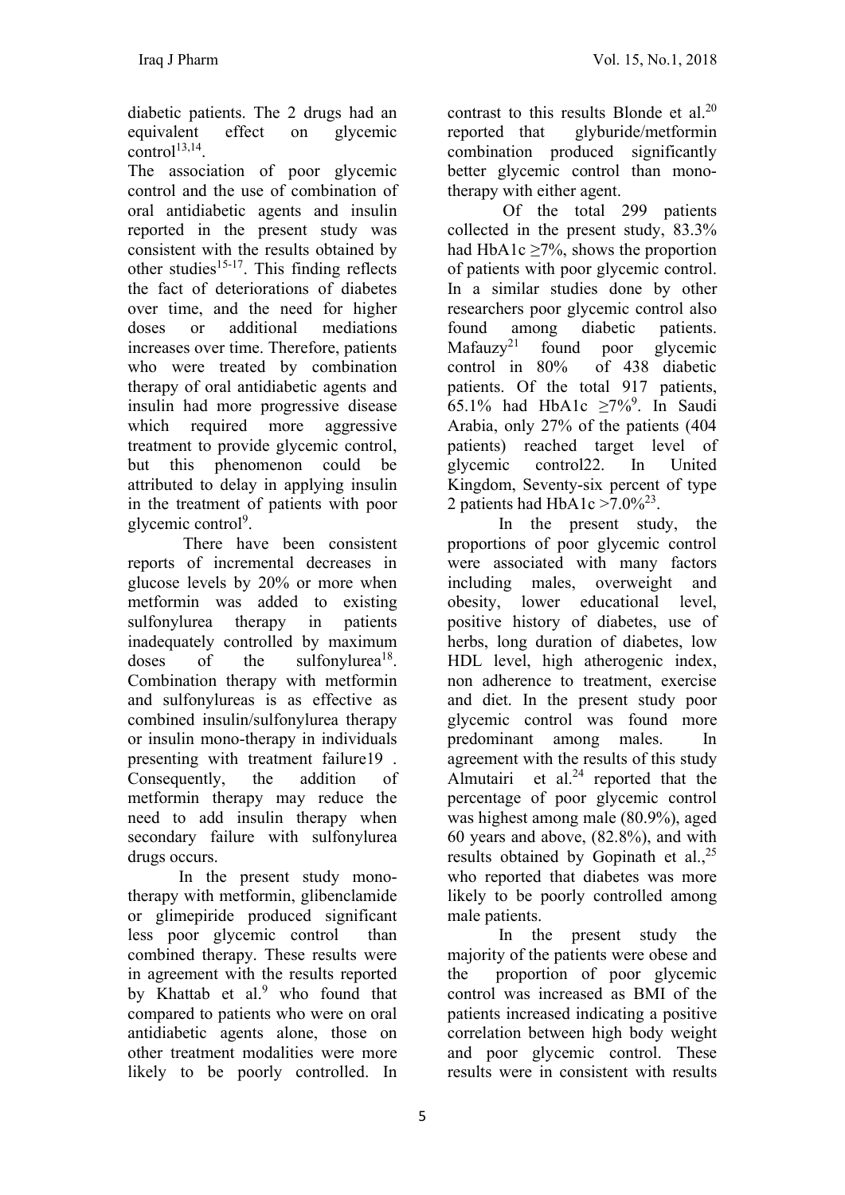diabetic patients. The 2 drugs had an equivalent effect on glycemic control[13,14].

The association of poor glycemic control and the use of combination of oral antidiabetic agents and insulin reported in the present study was consistent with the results obtained by other studies[15-17]. This finding reflects the fact of deteriorations of diabetes over time, and the need for higher doses or additional mediations increases over time. Therefore, patients who were treated by combination therapy of oral antidiabetic agents and insulin had more progressive disease which required more aggressive treatment to provide glycemic control, but this phenomenon could be attributed to delay in applying insulin in the treatment of patients with poor glycemic control[9].

There have been consistent reports of incremental decreases in glucose levels by 20% or more when metformin was added to existing sulfonylurea therapy in patients inadequately controlled by maximum doses of the sulfonylurea[18]. Combination therapy with metformin and sulfonylureas is as effective as combined insulin/sulfonylurea therapy or insulin mono-therapy in individuals presenting with treatment failure19 . Consequently, the addition of metformin therapy may reduce the need to add insulin therapy when secondary failure with sulfonylurea drugs occurs.

In the present study mono-therapy with metformin, glibenclamide or glimepiride produced significant less poor glycemic control than combined therapy. These results were in agreement with the results reported by Khattab et al.[9] who found that compared to patients who were on oral antidiabetic agents alone, those on other treatment modalities were more likely to be poorly controlled. In contrast to this results Blonde et al.[20] reported that glyburide/metformin combination produced significantly better glycemic control than mono-therapy with either agent.

Of the total 299 patients collected in the present study, 83.3% had HbA1c ≥7%, shows the proportion of patients with poor glycemic control. In a similar studies done by other researchers poor glycemic control also found among diabetic patients. Mafauzy[21] found poor glycemic control in 80% of 438 diabetic patients. Of the total 917 patients, 65.1% had HbA1c ≥7%[9]. In Saudi Arabia, only 27% of the patients (404 patients) reached target level of glycemic control22. In United Kingdom, Seventy-six percent of type 2 patients had HbA1c >7.0%[23].

In the present study, the proportions of poor glycemic control were associated with many factors including males, overweight and obesity, lower educational level, positive history of diabetes, use of herbs, long duration of diabetes, low HDL level, high atherogenic index, non adherence to treatment, exercise and diet. In the present study poor glycemic control was found more predominant among males. In agreement with the results of this study Almutairi et al.[24] reported that the percentage of poor glycemic control was highest among male (80.9%), aged 60 years and above, (82.8%), and with results obtained by Gopinath et al.,[25] who reported that diabetes was more likely to be poorly controlled among male patients.

In the present study the majority of the patients were obese and the proportion of poor glycemic control was increased as BMI of the patients increased indicating a positive correlation between high body weight and poor glycemic control. These results were in consistent with results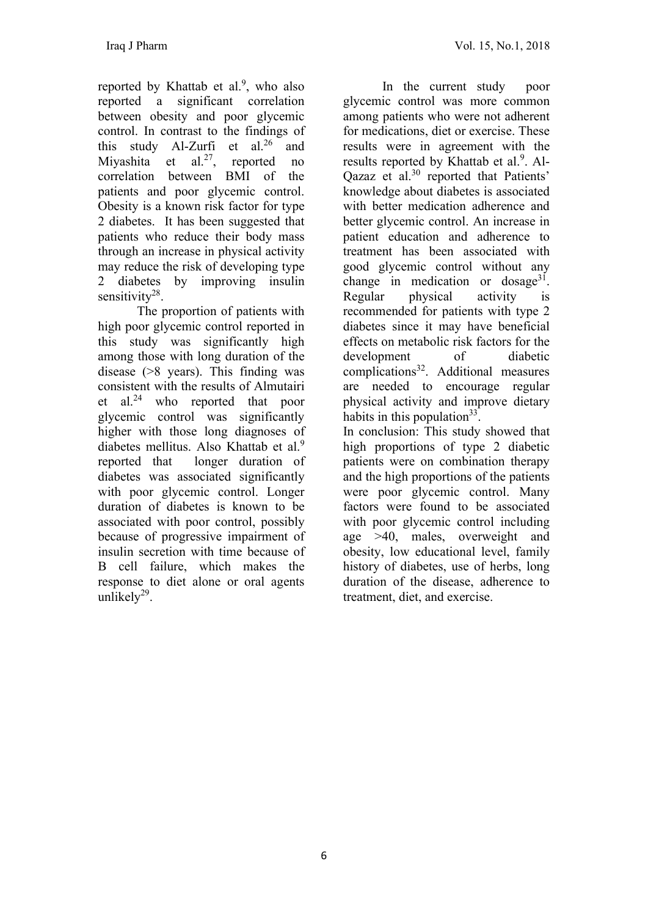reported by Khattab et al.[9], who also reported a significant correlation between obesity and poor glycemic control. In contrast to the findings of this study Al-Zurfi et al.[26] and Miyashita et al.[27], reported no correlation between BMI of the patients and poor glycemic control. Obesity is a known risk factor for type 2 diabetes. It has been suggested that patients who reduce their body mass through an increase in physical activity may reduce the risk of developing type 2 diabetes by improving insulin sensitivity[28].

The proportion of patients with high poor glycemic control reported in this study was significantly high among those with long duration of the disease (>8 years). This finding was consistent with the results of Almutairi et al.[24] who reported that poor glycemic control was significantly higher with those long diagnoses of diabetes mellitus. Also Khattab et al.[9] reported that longer duration of diabetes was associated significantly with poor glycemic control. Longer duration of diabetes is known to be associated with poor control, possibly because of progressive impairment of insulin secretion with time because of B cell failure, which makes the response to diet alone or oral agents unlikely[29].

In the current study poor glycemic control was more common among patients who were not adherent for medications, diet or exercise. These results were in agreement with the results reported by Khattab et al.[9]. Al-Qazaz et al.[30] reported that Patients' knowledge about diabetes is associated with better medication adherence and better glycemic control. An increase in patient education and adherence to treatment has been associated with good glycemic control without any change in medication or dosage[31]. Regular physical activity is recommended for patients with type 2 diabetes since it may have beneficial effects on metabolic risk factors for the development of diabetic complications[32]. Additional measures are needed to encourage regular physical activity and improve dietary habits in this population[33].

In conclusion: This study showed that high proportions of type 2 diabetic patients were on combination therapy and the high proportions of the patients were poor glycemic control. Many factors were found to be associated with poor glycemic control including age >40, males, overweight and obesity, low educational level, family history of diabetes, use of herbs, long duration of the disease, adherence to treatment, diet, and exercise.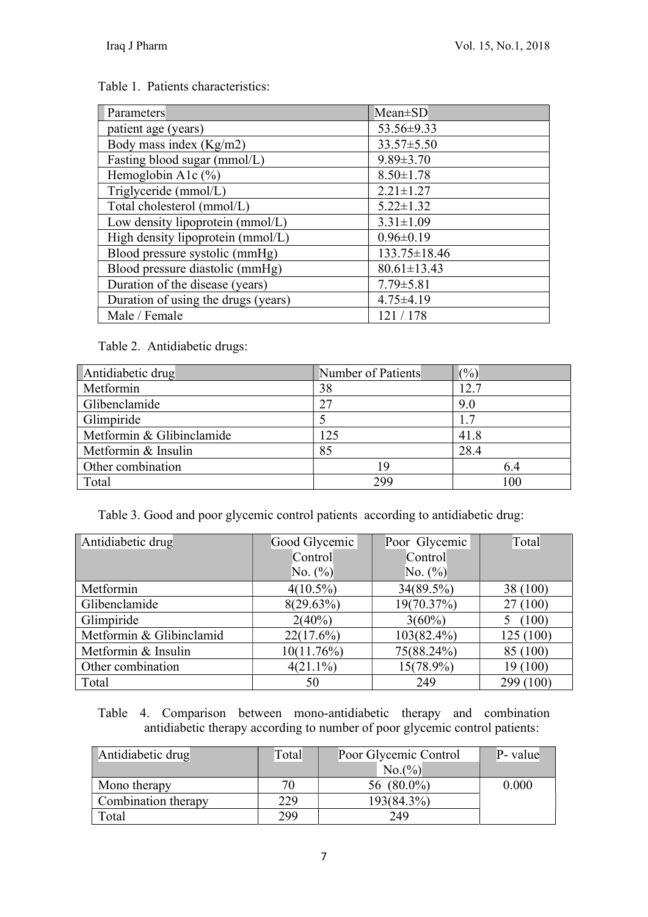Table 1. Patients characteristics:

| Parameters | Mean±SD |
|---|---|
| patient age (years) | 53.56±9.33 |
| Body mass index (Kg/m2) | 33.57±5.50 |
| Fasting blood sugar (mmol/L) | 9.89±3.70 |
| Hemoglobin A1c (%) | 8.50±1.78 |
| Triglyceride (mmol/L) | 2.21±1.27 |
| Total cholesterol (mmol/L) | 5.22±1.32 |
| Low density lipoprotein (mmol/L) | 3.31±1.09 |
| High density lipoprotein (mmol/L) | 0.96±0.19 |
| Blood pressure systolic (mmHg) | 133.75±18.46 |
| Blood pressure diastolic (mmHg) | 80.61±13.43 |
| Duration of the disease (years) | 7.79±5.81 |
| Duration of using the drugs (years) | 4.75±4.19 |
| Male / Female | 121 / 178 |

Table 2. Antidiabetic drugs:

| Antidiabetic drug | Number of Patients | (%) |
|---|---|---|
| Metformin | 38 | 12.7 |
| Glibenclamide | 27 | 9.0 |
| Glimpiride | 5 | 1.7 |
| Metformin & Glibinclamide | 125 | 41.8 |
| Metformin & Insulin | 85 | 28.4 |
| Other combination | 19 | 6.4 |
| Total | 299 | 100 |

Table 3. Good and poor glycemic control patients according to antidiabetic drug:

| Antidiabetic drug | Good Glycemic Control No. (%) | Poor Glycemic Control No. (%) | Total |
|---|---|---|---|
| Metformin | 4(10.5%) | 34(89.5%) | 38 (100) |
| Glibenclamide | 8(29.63%) | 19(70.37%) | 27 (100) |
| Glimpiride | 2(40%) | 3(60%) | 5 (100) |
| Metformin & Glibinclamid | 22(17.6%) | 103(82.4%) | 125 (100) |
| Metformin & Insulin | 10(11.76%) | 75(88.24%) | 85 (100) |
| Other combination | 4(21.1%) | 15(78.9%) | 19 (100) |
| Total | 50 | 249 | 299 (100) |

Table 4. Comparison between mono-antidiabetic therapy and combination antidiabetic therapy according to number of poor glycemic control patients:

| Antidiabetic drug | Total | Poor Glycemic Control No.(%) | P- value |
|---|---|---|---|
| Mono therapy | 70 | 56 (80.0%) | 0.000 |
| Combination therapy | 229 | 193(84.3%) | |
| Total | 299 | 249 | |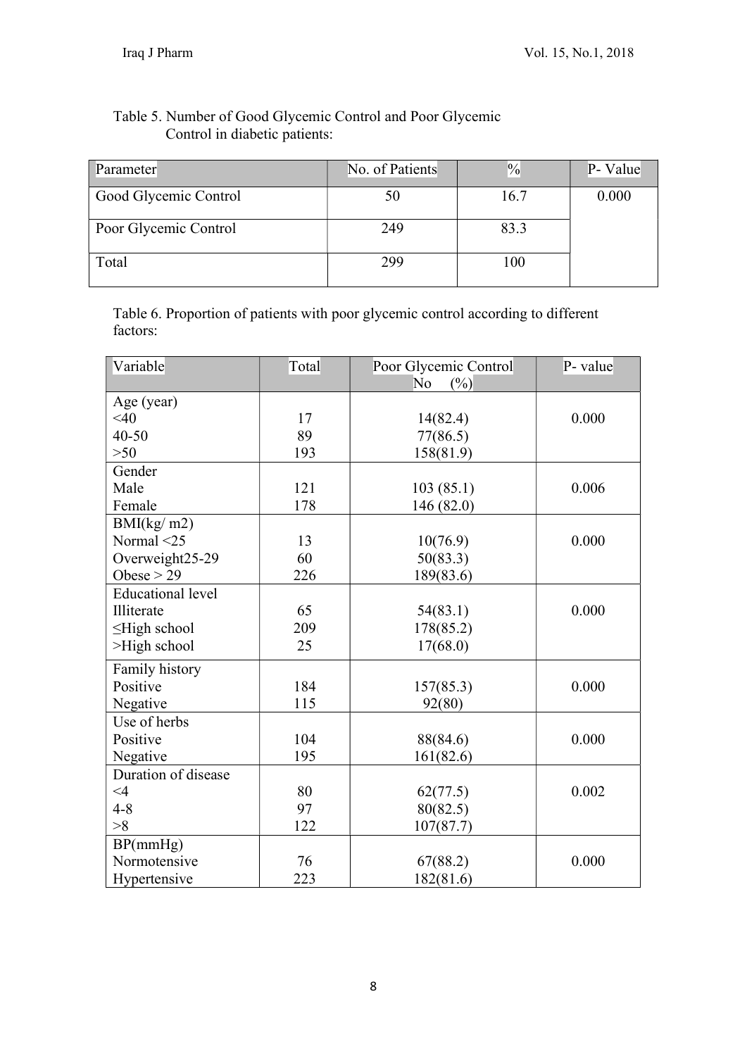Table 5. Number of Good Glycemic Control and Poor Glycemic Control in diabetic patients:

| Parameter | No. of Patients | % | P- Value |
|---|---|---|---|
| Good Glycemic Control | 50 | 16.7 | 0.000 |
| Poor Glycemic Control | 249 | 83.3 | |
| Total | 299 | 100 | |

Table 6. Proportion of patients with poor glycemic control according to different factors:

| Variable | Total | Poor Glycemic Control No (%) | P- value |
|---|---|---|---|
| Age (year) | | | |
| <40 | 17 | 14(82.4) | 0.000 |
| 40-50 | 89 | 77(86.5) | |
| >50 | 193 | 158(81.9) | |
| Gender | | | |
| Male | 121 | 103 (85.1) | 0.006 |
| Female | 178 | 146 (82.0) | |
| BMI(kg/ m2) | | | |
| Normal <25 | 13 | 10(76.9) | 0.000 |
| Overweight25-29 | 60 | 50(83.3) | |
| Obese > 29 | 226 | 189(83.6) | |
| Educational level | | | |
| Illiterate | 65 | 54(83.1) | 0.000 |
| ≤High school | 209 | 178(85.2) | |
| >High school | 25 | 17(68.0) | |
| Family history | | | |
| Positive | 184 | 157(85.3) | 0.000 |
| Negative | 115 | 92(80) | |
| Use of herbs | | | |
| Positive | 104 | 88(84.6) | 0.000 |
| Negative | 195 | 161(82.6) | |
| Duration of disease | | | |
| <4 | 80 | 62(77.5) | 0.002 |
| 4-8 | 97 | 80(82.5) | |
| >8 | 122 | 107(87.7) | |
| BP(mmHg) | | | |
| Normotensive | 76 | 67(88.2) | 0.000 |
| Hypertensive | 223 | 182(81.6) | |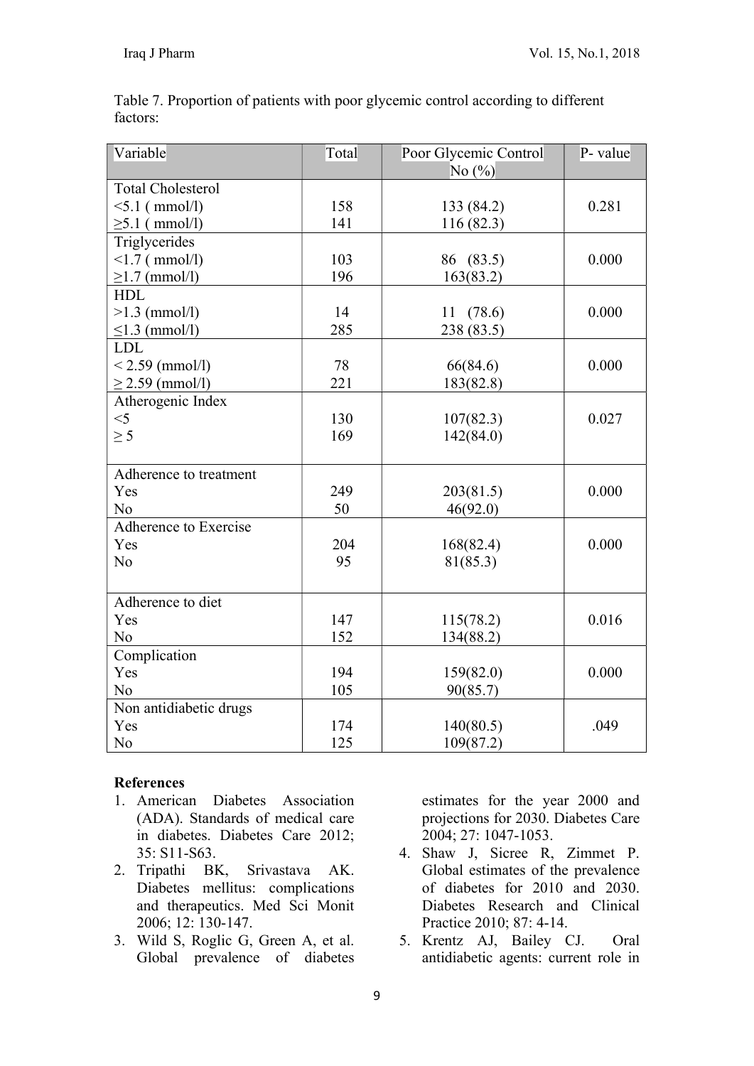Table 7. Proportion of patients with poor glycemic control according to different factors:

| Variable | Total | Poor Glycemic Control No (%) | P- value |
|---|---|---|---|
| Total Cholesterol | | | |
| <5.1 ( mmol/l) | 158 | 133 (84.2) | 0.281 |
| ≥5.1 ( mmol/l) | 141 | 116 (82.3) | |
| Triglycerides | | | |
| <1.7 ( mmol/l) | 103 | 86 (83.5) | 0.000 |
| ≥1.7 (mmol/l) | 196 | 163(83.2) | |
| HDL | | | |
| >1.3 (mmol/l) | 14 | 11 (78.6) | 0.000 |
| ≤1.3 (mmol/l) | 285 | 238 (83.5) | |
| LDL | | | |
| < 2.59 (mmol/l) | 78 | 66(84.6) | 0.000 |
| ≥ 2.59 (mmol/l) | 221 | 183(82.8) | |
| Atherogenic Index | | | |
| <5 | 130 | 107(82.3) | 0.027 |
| ≥ 5 | 169 | 142(84.0) | |
| Adherence to treatment | | | |
| Yes | 249 | 203(81.5) | 0.000 |
| No | 50 | 46(92.0) | |
| Adherence to Exercise | | | |
| Yes | 204 | 168(82.4) | 0.000 |
| No | 95 | 81(85.3) | |
| Adherence to diet | | | |
| Yes | 147 | 115(78.2) | 0.016 |
| No | 152 | 134(88.2) | |
| Complication | | | |
| Yes | 194 | 159(82.0) | 0.000 |
| No | 105 | 90(85.7) | |
| Non antidiabetic drugs | | | |
| Yes | 174 | 140(80.5) | .049 |
| No | 125 | 109(87.2) | |

## References

1. American Diabetes Association (ADA). Standards of medical care in diabetes. Diabetes Care 2012; 35: S11-S63.
2. Tripathi BK, Srivastava AK. Diabetes mellitus: complications and therapeutics. Med Sci Monit 2006; 12: 130-147.
3. Wild S, Roglic G, Green A, et al. Global prevalence of diabetes estimates for the year 2000 and projections for 2030. Diabetes Care 2004; 27: 1047-1053.
4. Shaw J, Sicree R, Zimmet P. Global estimates of the prevalence of diabetes for 2010 and 2030. Diabetes Research and Clinical Practice 2010; 87: 4-14.
5. Krentz AJ, Bailey CJ. Oral antidiabetic agents: current role in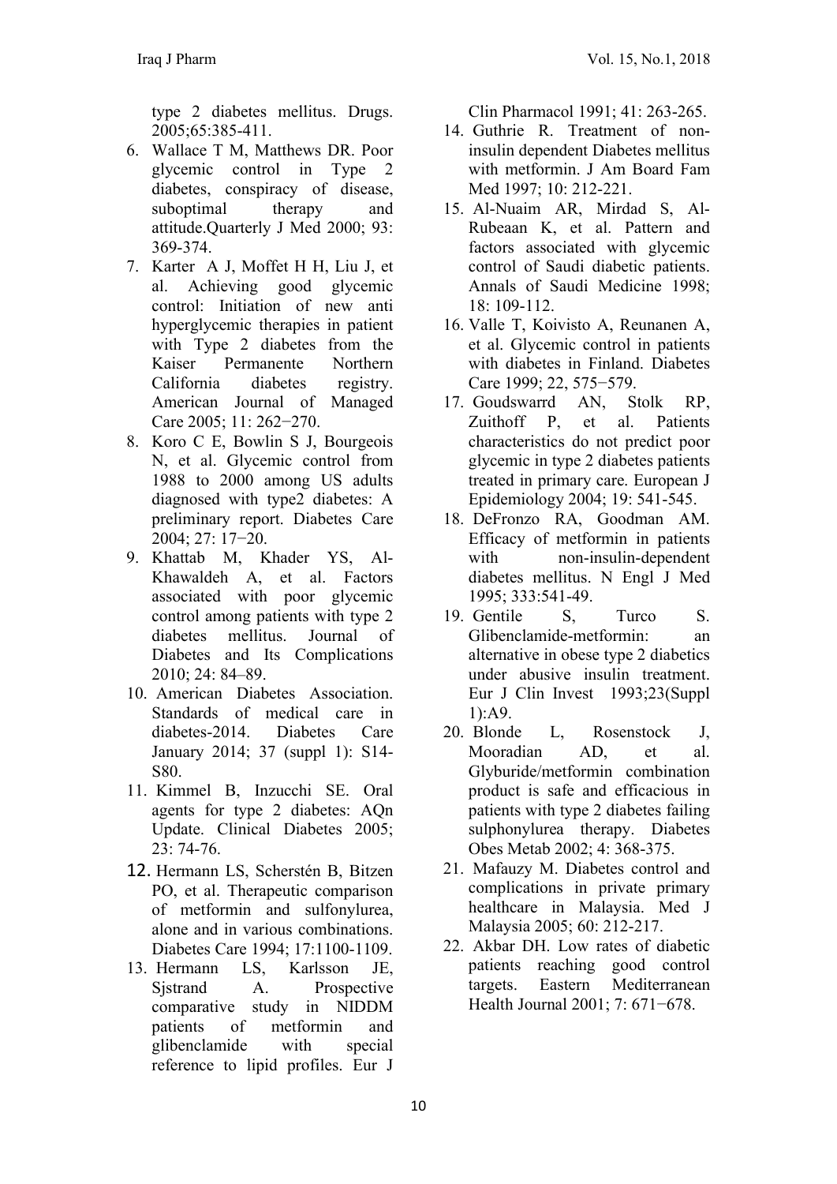type 2 diabetes mellitus. Drugs. 2005;65:385-411.

6. Wallace T M, Matthews DR. Poor glycemic control in Type 2 diabetes, conspiracy of disease, suboptimal therapy and attitude.Quarterly J Med 2000; 93: 369-374.
7. Karter A J, Moffet H H, Liu J, et al. Achieving good glycemic control: Initiation of new anti hyperglycemic therapies in patient with Type 2 diabetes from the Kaiser Permanente Northern California diabetes registry. American Journal of Managed Care 2005; 11: 262−270.
8. Koro C E, Bowlin S J, Bourgeois N, et al. Glycemic control from 1988 to 2000 among US adults diagnosed with type2 diabetes: A preliminary report. Diabetes Care 2004; 27: 17−20.
9. Khattab M, Khader YS, Al-Khawaldeh A, et al. Factors associated with poor glycemic control among patients with type 2 diabetes mellitus. Journal of Diabetes and Its Complications 2010; 24: 84–89.
10. American Diabetes Association. Standards of medical care in diabetes-2014. Diabetes Care January 2014; 37 (suppl 1): S14-S80.
11. Kimmel B, Inzucchi SE. Oral agents for type 2 diabetes: AQn Update. Clinical Diabetes 2005; 23: 74-76.
12. Hermann LS, Scherstén B, Bitzen PO, et al. Therapeutic comparison of metformin and sulfonylurea, alone and in various combinations. Diabetes Care 1994; 17:1100-1109.
13. Hermann LS, Karlsson JE, Sjstrand A. Prospective comparative study in NIDDM patients of metformin and glibenclamide with special reference to lipid profiles. Eur J Clin Pharmacol 1991; 41: 263-265.
14. Guthrie R. Treatment of non-insulin dependent Diabetes mellitus with metformin. J Am Board Fam Med 1997; 10: 212-221.
15. Al-Nuaim AR, Mirdad S, Al-Rubeaan K, et al. Pattern and factors associated with glycemic control of Saudi diabetic patients. Annals of Saudi Medicine 1998; 18: 109-112.
16. Valle T, Koivisto A, Reunanen A, et al. Glycemic control in patients with diabetes in Finland. Diabetes Care 1999; 22, 575−579.
17. Goudswarrd AN, Stolk RP, Zuithoff P, et al. Patients characteristics do not predict poor glycemic in type 2 diabetes patients treated in primary care. European J Epidemiology 2004; 19: 541-545.
18. DeFronzo RA, Goodman AM. Efficacy of metformin in patients with non-insulin-dependent diabetes mellitus. N Engl J Med 1995; 333:541-49.
19. Gentile S, Turco S. Glibenclamide-metformin: an alternative in obese type 2 diabetics under abusive insulin treatment. Eur J Clin Invest 1993;23(Suppl 1):A9.
20. Blonde L, Rosenstock J, Mooradian AD, et al. Glyburide/metformin combination product is safe and efficacious in patients with type 2 diabetes failing sulphonylurea therapy. Diabetes Obes Metab 2002; 4: 368-375.
21. Mafauzy M. Diabetes control and complications in private primary healthcare in Malaysia. Med J Malaysia 2005; 60: 212-217.
22. Akbar DH. Low rates of diabetic patients reaching good control targets. Eastern Mediterranean Health Journal 2001; 7: 671−678.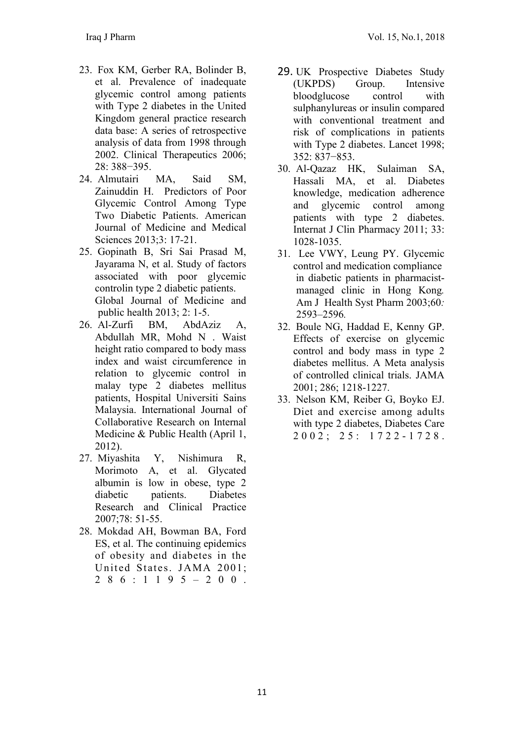23. Fox KM, Gerber RA, Bolinder B, et al. Prevalence of inadequate glycemic control among patients with Type 2 diabetes in the United Kingdom general practice research data base: A series of retrospective analysis of data from 1998 through 2002. Clinical Therapeutics 2006; 28: 388−395.
24. Almutairi MA, Said SM, Zainuddin H. Predictors of Poor Glycemic Control Among Type Two Diabetic Patients. American Journal of Medicine and Medical Sciences 2013;3: 17-21.
25. Gopinath B, Sri Sai Prasad M, Jayarama N, et al. Study of factors associated with poor glycemic controlin type 2 diabetic patients. Global Journal of Medicine and public health 2013; 2: 1-5.
26. Al-Zurfi BM, AbdAziz A, Abdullah MR, Mohd N . Waist height ratio compared to body mass index and waist circumference in relation to glycemic control in malay type 2 diabetes mellitus patients, Hospital Universiti Sains Malaysia. International Journal of Collaborative Research on Internal Medicine & Public Health (April 1, 2012).
27. Miyashita Y, Nishimura R, Morimoto A, et al. Glycated albumin is low in obese, type 2 diabetic patients. Diabetes Research and Clinical Practice 2007;78: 51-55.
28. Mokdad AH, Bowman BA, Ford ES, et al. The continuing epidemics of obesity and diabetes in the United States. JAMA 2001; 286:1195–200.
29. UK Prospective Diabetes Study (UKPDS) Group. Intensive bloodglucose control with sulphanylureas or insulin compared with conventional treatment and risk of complications in patients with Type 2 diabetes. Lancet 1998; 352: 837−853.
30. Al-Qazaz HK, Sulaiman SA, Hassali MA, et al. Diabetes knowledge, medication adherence and glycemic control among patients with type 2 diabetes. Internat J Clin Pharmacy 2011; 33: 1028-1035.
31. Lee VWY, Leung PY. Glycemic control and medication compliance in diabetic patients in pharmacist-managed clinic in Hong Kong. Am J Health Syst Pharm 2003;60: 2593–2596.
32. Boule NG, Haddad E, Kenny GP. Effects of exercise on glycemic control and body mass in type 2 diabetes mellitus. A Meta analysis of controlled clinical trials. JAMA 2001; 286; 1218-1227.
33. Nelson KM, Reiber G, Boyko EJ. Diet and exercise among adults with type 2 diabetes, Diabetes Care 2002; 25: 1722-1728.